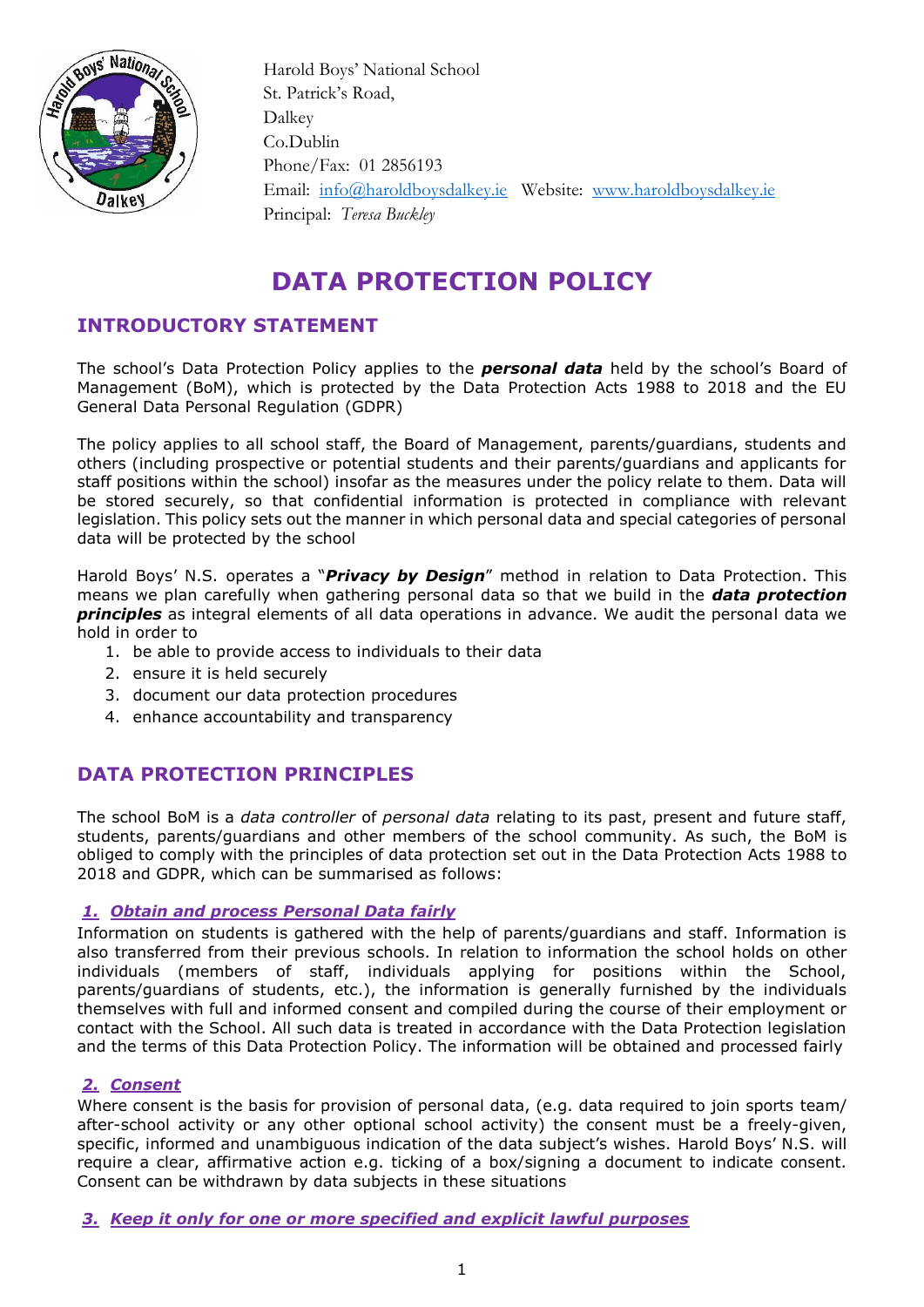Harold Boys' National School
St. Patrick's Road,
Dalkey
Co.Dublin
Phone/Fax: 01 2856193
Email: info@haroldboysdalkey.ie Website: www.haroldboysdalkey.ie
Principal: *Teresa Buckley*

# DATA PROTECTION POLICY

## INTRODUCTORY STATEMENT

The school's Data Protection Policy applies to the ***personal data*** held by the school's Board of Management (BoM), which is protected by the Data Protection Acts 1988 to 2018 and the EU General Data Personal Regulation (GDPR)

The policy applies to all school staff, the Board of Management, parents/guardians, students and others (including prospective or potential students and their parents/guardians and applicants for staff positions within the school) insofar as the measures under the policy relate to them. Data will be stored securely, so that confidential information is protected in compliance with relevant legislation. This policy sets out the manner in which personal data and special categories of personal data will be protected by the school

Harold Boys' N.S. operates a "***Privacy by Design***" method in relation to Data Protection. This means we plan carefully when gathering personal data so that we build in the ***data protection principles*** as integral elements of all data operations in advance. We audit the personal data we hold in order to

1. be able to provide access to individuals to their data
2. ensure it is held securely
3. document our data protection procedures
4. enhance accountability and transparency

## DATA PROTECTION PRINCIPLES

The school BoM is a *data controller* of *personal data* relating to its past, present and future staff, students, parents/guardians and other members of the school community. As such, the BoM is obliged to comply with the principles of data protection set out in the Data Protection Acts 1988 to 2018 and GDPR, which can be summarised as follows:

### *1. Obtain and process Personal Data fairly*

Information on students is gathered with the help of parents/guardians and staff. Information is also transferred from their previous schools. In relation to information the school holds on other individuals (members of staff, individuals applying for positions within the School, parents/guardians of students, etc.), the information is generally furnished by the individuals themselves with full and informed consent and compiled during the course of their employment or contact with the School. All such data is treated in accordance with the Data Protection legislation and the terms of this Data Protection Policy. The information will be obtained and processed fairly

### *2. Consent*

Where consent is the basis for provision of personal data, (e.g. data required to join sports team/ after-school activity or any other optional school activity) the consent must be a freely-given, specific, informed and unambiguous indication of the data subject's wishes. Harold Boys' N.S. will require a clear, affirmative action e.g. ticking of a box/signing a document to indicate consent. Consent can be withdrawn by data subjects in these situations

### *3. Keep it only for one or more specified and explicit lawful purposes*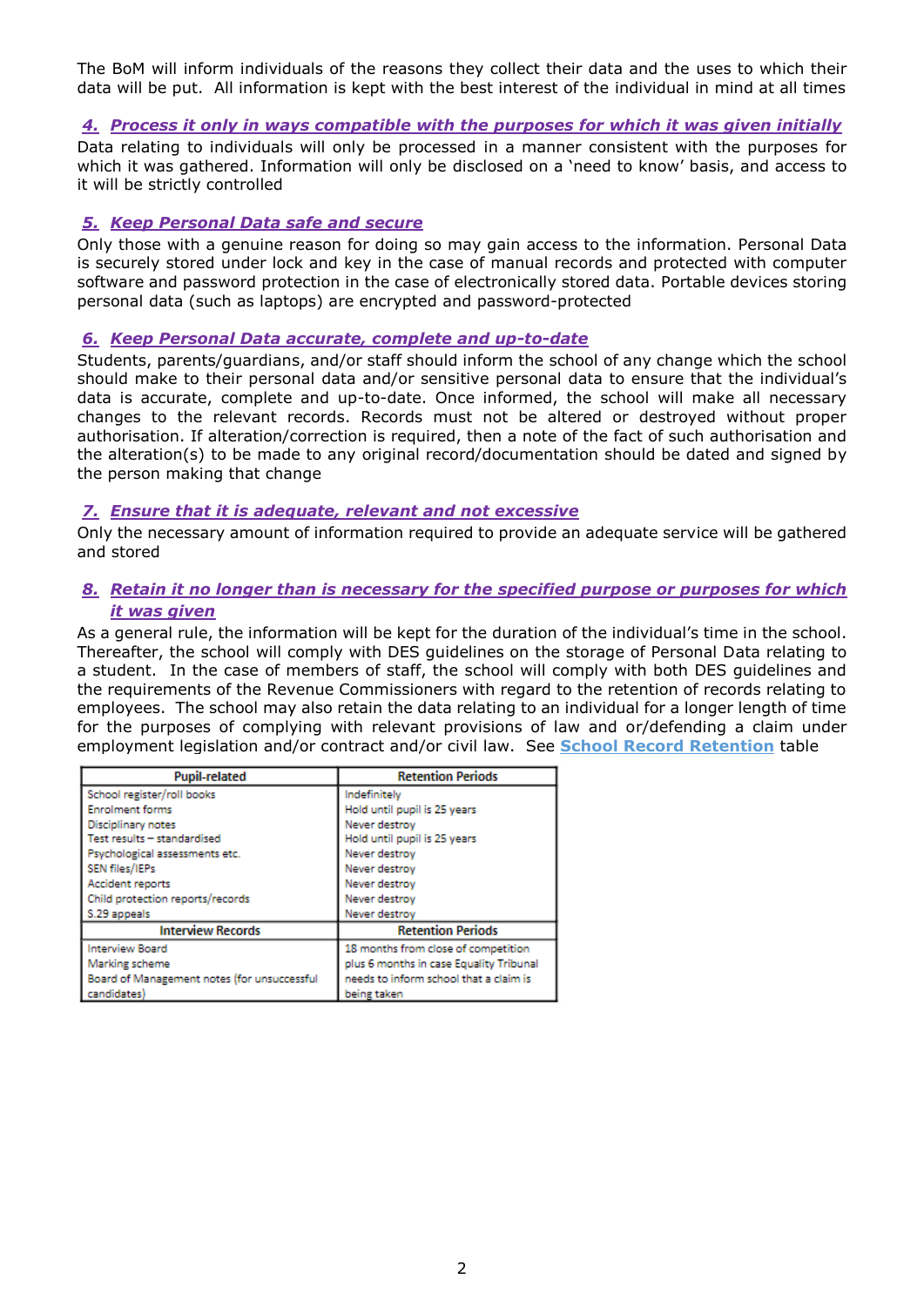The BoM will inform individuals of the reasons they collect their data and the uses to which their data will be put. All information is kept with the best interest of the individual in mind at all times

### 4. Process it only in ways compatible with the purposes for which it was given initially

Data relating to individuals will only be processed in a manner consistent with the purposes for which it was gathered. Information will only be disclosed on a 'need to know' basis, and access to it will be strictly controlled

### 5. Keep Personal Data safe and secure

Only those with a genuine reason for doing so may gain access to the information. Personal Data is securely stored under lock and key in the case of manual records and protected with computer software and password protection in the case of electronically stored data. Portable devices storing personal data (such as laptops) are encrypted and password-protected

### 6. Keep Personal Data accurate, complete and up-to-date

Students, parents/guardians, and/or staff should inform the school of any change which the school should make to their personal data and/or sensitive personal data to ensure that the individual's data is accurate, complete and up-to-date. Once informed, the school will make all necessary changes to the relevant records. Records must not be altered or destroyed without proper authorisation. If alteration/correction is required, then a note of the fact of such authorisation and the alteration(s) to be made to any original record/documentation should be dated and signed by the person making that change

### 7. Ensure that it is adequate, relevant and not excessive

Only the necessary amount of information required to provide an adequate service will be gathered and stored

### 8. Retain it no longer than is necessary for the specified purpose or purposes for which it was given

As a general rule, the information will be kept for the duration of the individual's time in the school. Thereafter, the school will comply with DES guidelines on the storage of Personal Data relating to a student. In the case of members of staff, the school will comply with both DES guidelines and the requirements of the Revenue Commissioners with regard to the retention of records relating to employees. The school may also retain the data relating to an individual for a longer length of time for the purposes of complying with relevant provisions of law and or/defending a claim under employment legislation and/or contract and/or civil law. See **School Record Retention** table

| Pupil-related | Retention Periods |
|---|---|
| School register/roll books | Indefinitely |
| Enrolment forms | Hold until pupil is 25 years |
| Disciplinary notes | Never destroy |
| Test results – standardised | Hold until pupil is 25 years |
| Psychological assessments etc. | Never destroy |
| SEN files/IEPs | Never destroy |
| Accident reports | Never destroy |
| Child protection reports/records | Never destroy |
| S.29 appeals | Never destroy |
| **Interview Records** | **Retention Periods** |
| Interview Board<br>Marking scheme<br>Board of Management notes (for unsuccessful candidates) | 18 months from close of competition plus 6 months in case Equality Tribunal needs to inform school that a claim is being taken |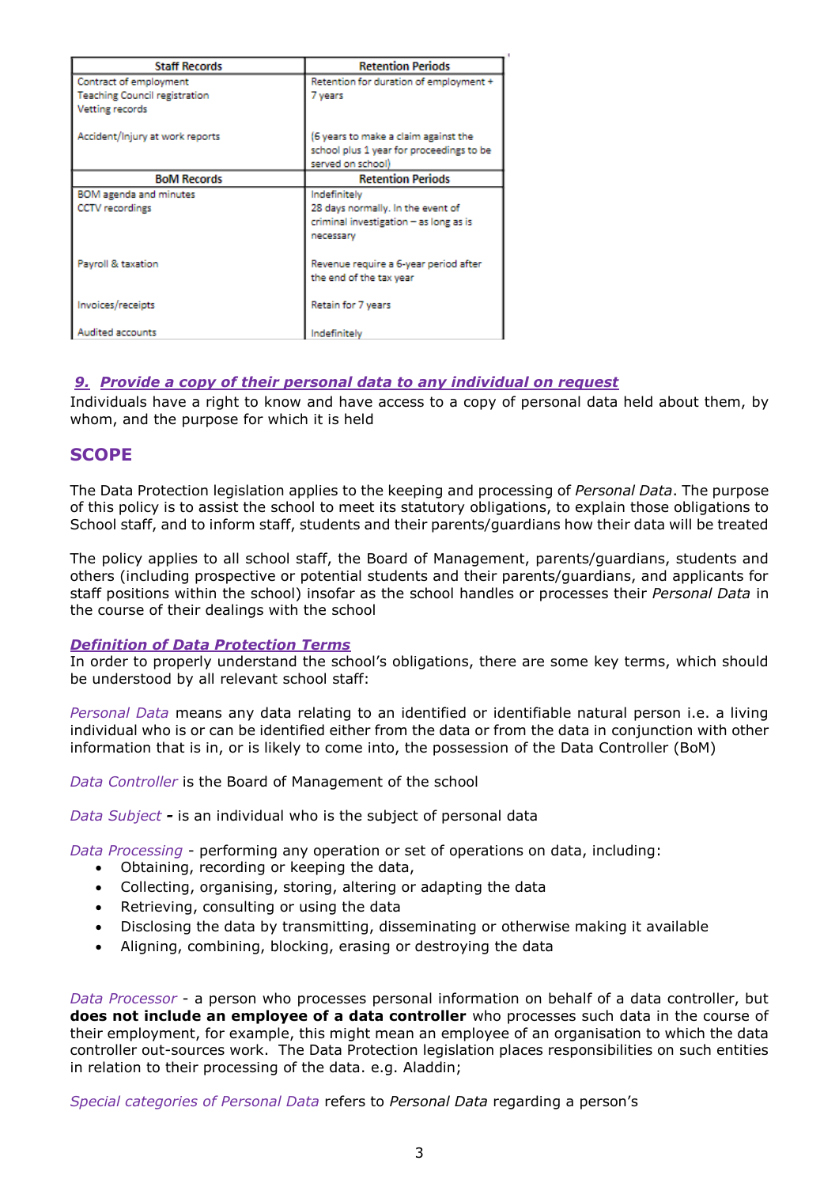| Staff Records | Retention Periods |
|---|---|
| Contract of employment<br>Teaching Council registration<br>Vetting records | Retention for duration of employment + 7 years |
| Accident/Injury at work reports | (6 years to make a claim against the school plus 1 year for proceedings to be served on school) |
| **BoM Records** | **Retention Periods** |
| BOM agenda and minutes | Indefinitely |
| CCTV recordings | 28 days normally. In the event of criminal investigation – as long as is necessary |
| Payroll & taxation | Revenue require a 6-year period after the end of the tax year |
| Invoices/receipts | Retain for 7 years |
| Audited accounts | Indefinitely |

***9. Provide a copy of their personal data to any individual on request***

Individuals have a right to know and have access to a copy of personal data held about them, by whom, and the purpose for which it is held

## SCOPE

The Data Protection legislation applies to the keeping and processing of *Personal Data*. The purpose of this policy is to assist the school to meet its statutory obligations, to explain those obligations to School staff, and to inform staff, students and their parents/guardians how their data will be treated

The policy applies to all school staff, the Board of Management, parents/guardians, students and others (including prospective or potential students and their parents/guardians, and applicants for staff positions within the school) insofar as the school handles or processes their *Personal Data* in the course of their dealings with the school

***Definition of Data Protection Terms***

In order to properly understand the school's obligations, there are some key terms, which should be understood by all relevant school staff:

*Personal Data* means any data relating to an identified or identifiable natural person i.e. a living individual who is or can be identified either from the data or from the data in conjunction with other information that is in, or is likely to come into, the possession of the Data Controller (BoM)

*Data Controller* is the Board of Management of the school

*Data Subject* **-** is an individual who is the subject of personal data

*Data Processing* - performing any operation or set of operations on data, including:

- Obtaining, recording or keeping the data,
- Collecting, organising, storing, altering or adapting the data
- Retrieving, consulting or using the data
- Disclosing the data by transmitting, disseminating or otherwise making it available
- Aligning, combining, blocking, erasing or destroying the data

*Data Processor* - a person who processes personal information on behalf of a data controller, but **does not include an employee of a data controller** who processes such data in the course of their employment, for example, this might mean an employee of an organisation to which the data controller out-sources work. The Data Protection legislation places responsibilities on such entities in relation to their processing of the data. e.g. Aladdin;

*Special categories of Personal Data* refers to *Personal Data* regarding a person's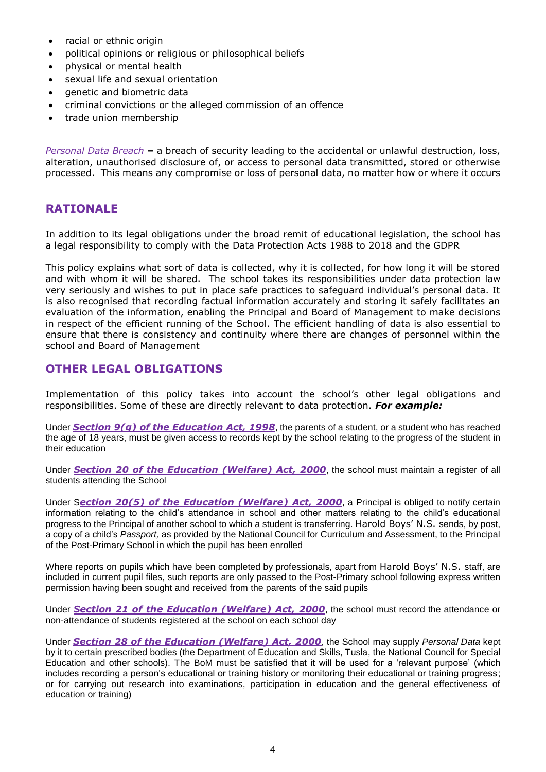- racial or ethnic origin
- political opinions or religious or philosophical beliefs
- physical or mental health
- sexual life and sexual orientation
- genetic and biometric data
- criminal convictions or the alleged commission of an offence
- trade union membership

*Personal Data Breach* **–** a breach of security leading to the accidental or unlawful destruction, loss, alteration, unauthorised disclosure of, or access to personal data transmitted, stored or otherwise processed. This means any compromise or loss of personal data, no matter how or where it occurs

## RATIONALE

In addition to its legal obligations under the broad remit of educational legislation, the school has a legal responsibility to comply with the Data Protection Acts 1988 to 2018 and the GDPR

This policy explains what sort of data is collected, why it is collected, for how long it will be stored and with whom it will be shared. The school takes its responsibilities under data protection law very seriously and wishes to put in place safe practices to safeguard individual's personal data. It is also recognised that recording factual information accurately and storing it safely facilitates an evaluation of the information, enabling the Principal and Board of Management to make decisions in respect of the efficient running of the School. The efficient handling of data is also essential to ensure that there is consistency and continuity where there are changes of personnel within the school and Board of Management

## OTHER LEGAL OBLIGATIONS

Implementation of this policy takes into account the school's other legal obligations and responsibilities. Some of these are directly relevant to data protection. ***For example:***

Under ***Section 9(g) of the Education Act, 1998***, the parents of a student, or a student who has reached the age of 18 years, must be given access to records kept by the school relating to the progress of the student in their education

Under ***Section 20 of the Education (Welfare) Act, 2000***, the school must maintain a register of all students attending the School

Under ***Section 20(5) of the Education (Welfare) Act, 2000***, a Principal is obliged to notify certain information relating to the child's attendance in school and other matters relating to the child's educational progress to the Principal of another school to which a student is transferring. Harold Boys' N.S. sends, by post, a copy of a child's *Passport,* as provided by the National Council for Curriculum and Assessment, to the Principal of the Post-Primary School in which the pupil has been enrolled

Where reports on pupils which have been completed by professionals, apart from Harold Boys' N.S. staff, are included in current pupil files, such reports are only passed to the Post-Primary school following express written permission having been sought and received from the parents of the said pupils

Under ***Section 21 of the Education (Welfare) Act, 2000***, the school must record the attendance or non-attendance of students registered at the school on each school day

Under ***Section 28 of the Education (Welfare) Act, 2000***, the School may supply *Personal Data* kept by it to certain prescribed bodies (the Department of Education and Skills, Tusla, the National Council for Special Education and other schools). The BoM must be satisfied that it will be used for a 'relevant purpose' (which includes recording a person's educational or training history or monitoring their educational or training progress; or for carrying out research into examinations, participation in education and the general effectiveness of education or training)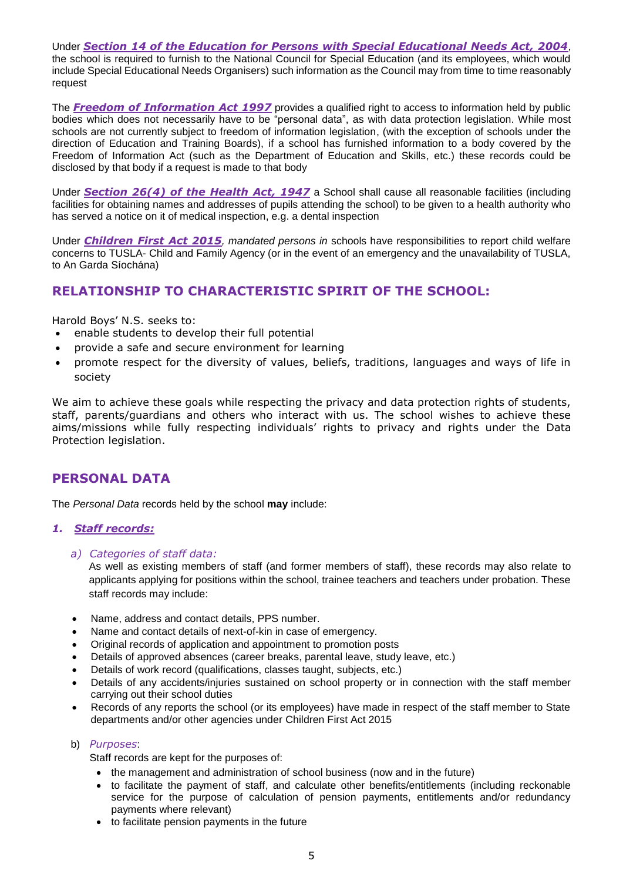Under ***Section 14 of the Education for Persons with Special Educational Needs Act, 2004***, the school is required to furnish to the National Council for Special Education (and its employees, which would include Special Educational Needs Organisers) such information as the Council may from time to time reasonably request

The ***Freedom of Information Act 1997*** provides a qualified right to access to information held by public bodies which does not necessarily have to be "personal data", as with data protection legislation. While most schools are not currently subject to freedom of information legislation, (with the exception of schools under the direction of Education and Training Boards), if a school has furnished information to a body covered by the Freedom of Information Act (such as the Department of Education and Skills, etc.) these records could be disclosed by that body if a request is made to that body

Under ***Section 26(4) of the Health Act, 1947*** a School shall cause all reasonable facilities (including facilities for obtaining names and addresses of pupils attending the school) to be given to a health authority who has served a notice on it of medical inspection, e.g. a dental inspection

Under ***Children First Act 2015****, mandated persons in* schools have responsibilities to report child welfare concerns to TUSLA- Child and Family Agency (or in the event of an emergency and the unavailability of TUSLA, to An Garda Síochána)

## RELATIONSHIP TO CHARACTERISTIC SPIRIT OF THE SCHOOL:

Harold Boys' N.S. seeks to:

- enable students to develop their full potential
- provide a safe and secure environment for learning
- promote respect for the diversity of values, beliefs, traditions, languages and ways of life in society

We aim to achieve these goals while respecting the privacy and data protection rights of students, staff, parents/guardians and others who interact with us. The school wishes to achieve these aims/missions while fully respecting individuals' rights to privacy and rights under the Data Protection legislation.

## PERSONAL DATA

The *Personal Data* records held by the school **may** include:

### *1. Staff records:*

*a) Categories of staff data:*

As well as existing members of staff (and former members of staff), these records may also relate to applicants applying for positions within the school, trainee teachers and teachers under probation. These staff records may include:

- Name, address and contact details, PPS number.
- Name and contact details of next-of-kin in case of emergency.
- Original records of application and appointment to promotion posts
- Details of approved absences (career breaks, parental leave, study leave, etc.)
- Details of work record (qualifications, classes taught, subjects, etc.)
- Details of any accidents/injuries sustained on school property or in connection with the staff member carrying out their school duties
- Records of any reports the school (or its employees) have made in respect of the staff member to State departments and/or other agencies under Children First Act 2015

b) *Purposes*:

Staff records are kept for the purposes of:

- the management and administration of school business (now and in the future)
- to facilitate the payment of staff, and calculate other benefits/entitlements (including reckonable service for the purpose of calculation of pension payments, entitlements and/or redundancy payments where relevant)
- to facilitate pension payments in the future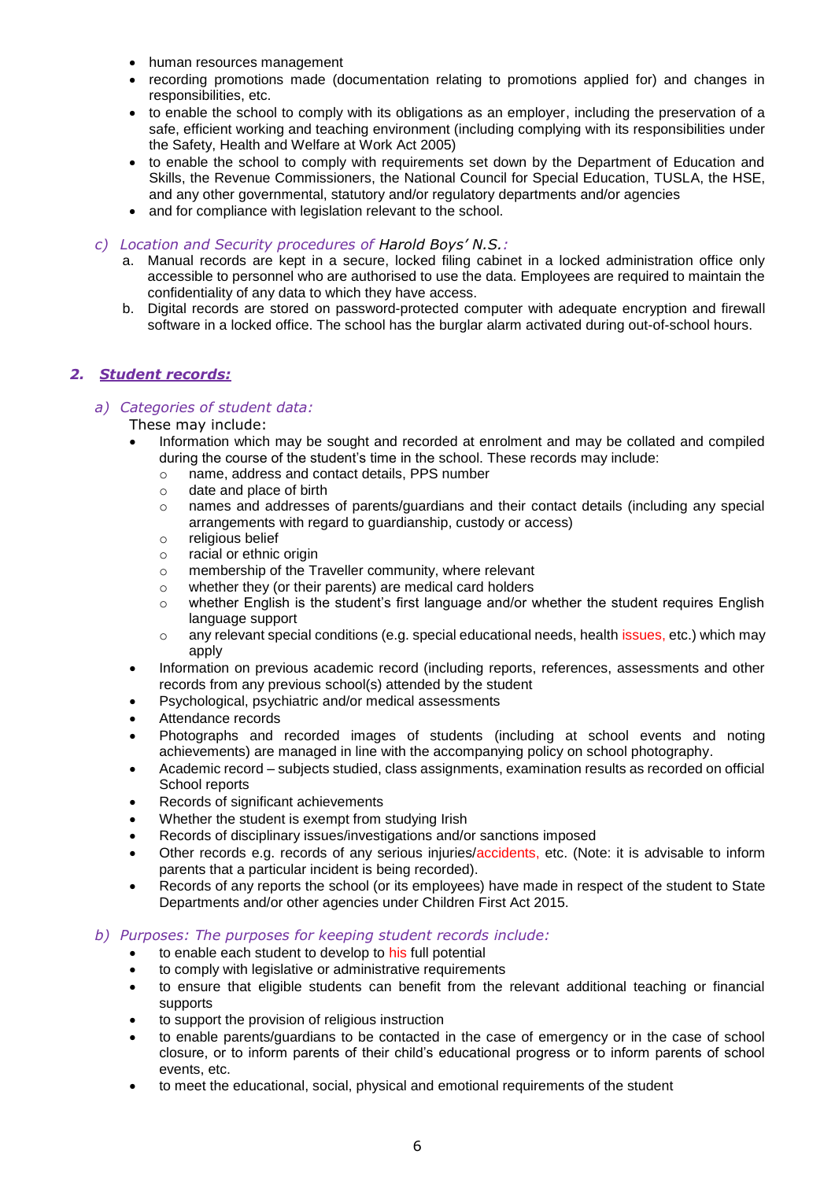- human resources management
- recording promotions made (documentation relating to promotions applied for) and changes in responsibilities, etc.
- to enable the school to comply with its obligations as an employer, including the preservation of a safe, efficient working and teaching environment (including complying with its responsibilities under the Safety, Health and Welfare at Work Act 2005)
- to enable the school to comply with requirements set down by the Department of Education and Skills, the Revenue Commissioners, the National Council for Special Education, TUSLA, the HSE, and any other governmental, statutory and/or regulatory departments and/or agencies
- and for compliance with legislation relevant to the school.

*c) Location and Security procedures of* Harold Boys' N.S.*:*

a. Manual records are kept in a secure, locked filing cabinet in a locked administration office only accessible to personnel who are authorised to use the data. Employees are required to maintain the confidentiality of any data to which they have access.
b. Digital records are stored on password-protected computer with adequate encryption and firewall software in a locked office. The school has the burglar alarm activated during out-of-school hours.

## *2. Student records:*

*a) Categories of student data:*

These may include:

- Information which may be sought and recorded at enrolment and may be collated and compiled during the course of the student's time in the school. These records may include:
  - name, address and contact details, PPS number
  - date and place of birth
  - names and addresses of parents/guardians and their contact details (including any special arrangements with regard to guardianship, custody or access)
  - religious belief
  - racial or ethnic origin
  - membership of the Traveller community, where relevant
  - whether they (or their parents) are medical card holders
  - whether English is the student's first language and/or whether the student requires English language support
  - any relevant special conditions (e.g. special educational needs, health issues, etc.) which may apply
- Information on previous academic record (including reports, references, assessments and other records from any previous school(s) attended by the student
- Psychological, psychiatric and/or medical assessments
- Attendance records
- Photographs and recorded images of students (including at school events and noting achievements) are managed in line with the accompanying policy on school photography.
- Academic record – subjects studied, class assignments, examination results as recorded on official School reports
- Records of significant achievements
- Whether the student is exempt from studying Irish
- Records of disciplinary issues/investigations and/or sanctions imposed
- Other records e.g. records of any serious injuries/accidents, etc. (Note: it is advisable to inform parents that a particular incident is being recorded).
- Records of any reports the school (or its employees) have made in respect of the student to State Departments and/or other agencies under Children First Act 2015.

*b) Purposes: The purposes for keeping student records include:*

- to enable each student to develop to his full potential
- to comply with legislative or administrative requirements
- to ensure that eligible students can benefit from the relevant additional teaching or financial supports
- to support the provision of religious instruction
- to enable parents/guardians to be contacted in the case of emergency or in the case of school closure, or to inform parents of their child's educational progress or to inform parents of school events, etc.
- to meet the educational, social, physical and emotional requirements of the student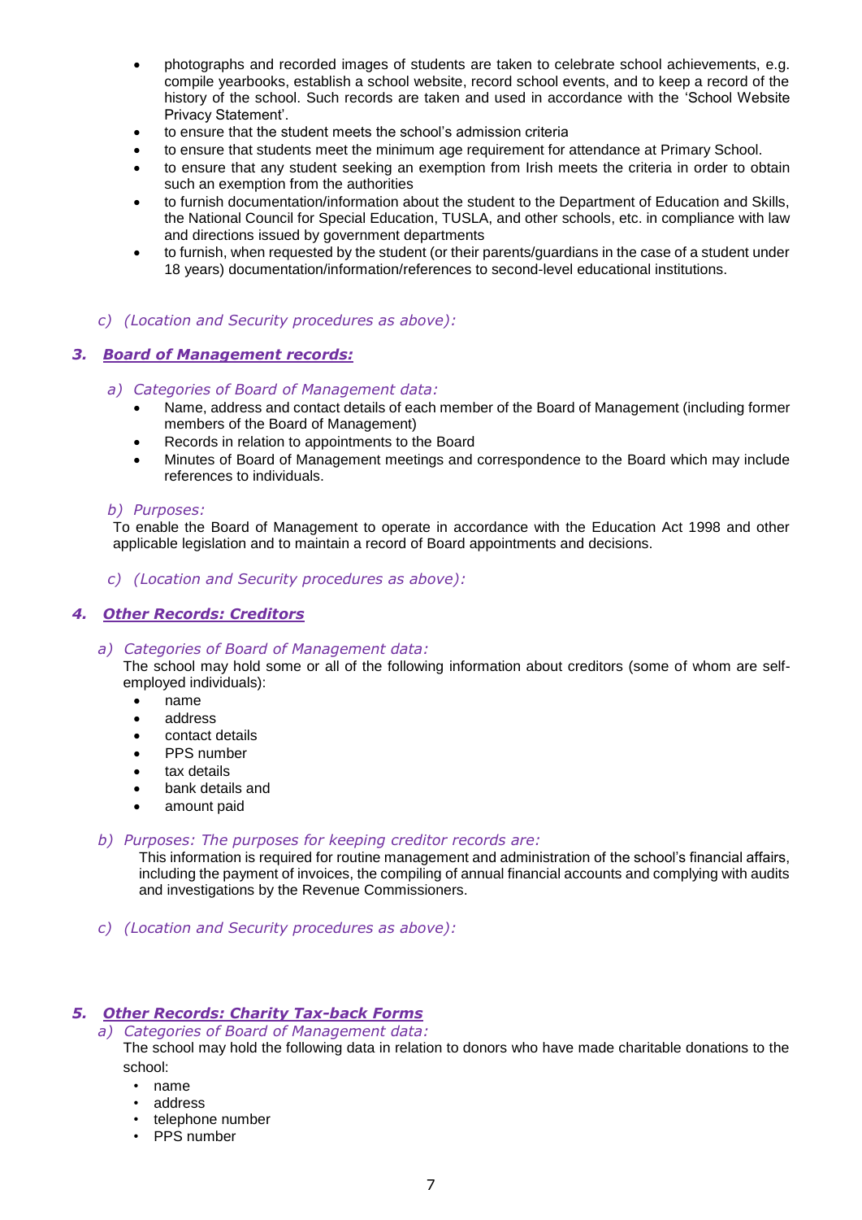- photographs and recorded images of students are taken to celebrate school achievements, e.g. compile yearbooks, establish a school website, record school events, and to keep a record of the history of the school. Such records are taken and used in accordance with the 'School Website Privacy Statement'.
- to ensure that the student meets the school's admission criteria
- to ensure that students meet the minimum age requirement for attendance at Primary School.
- to ensure that any student seeking an exemption from Irish meets the criteria in order to obtain such an exemption from the authorities
- to furnish documentation/information about the student to the Department of Education and Skills, the National Council for Special Education, TUSLA, and other schools, etc. in compliance with law and directions issued by government departments
- to furnish, when requested by the student (or their parents/guardians in the case of a student under 18 years) documentation/information/references to second-level educational institutions.

*c) (Location and Security procedures as above):*

### *3. Board of Management records:*

*a) Categories of Board of Management data:*

- Name, address and contact details of each member of the Board of Management (including former members of the Board of Management)
- Records in relation to appointments to the Board
- Minutes of Board of Management meetings and correspondence to the Board which may include references to individuals.

*b) Purposes:*

To enable the Board of Management to operate in accordance with the Education Act 1998 and other applicable legislation and to maintain a record of Board appointments and decisions.

*c) (Location and Security procedures as above):*

### *4. Other Records: Creditors*

*a) Categories of Board of Management data:*

The school may hold some or all of the following information about creditors (some of whom are self-employed individuals):

- name
- address
- contact details
- PPS number
- tax details
- bank details and
- amount paid

*b) Purposes: The purposes for keeping creditor records are:*

This information is required for routine management and administration of the school's financial affairs, including the payment of invoices, the compiling of annual financial accounts and complying with audits and investigations by the Revenue Commissioners.

*c) (Location and Security procedures as above):*

### *5. Other Records: Charity Tax-back Forms*

*a) Categories of Board of Management data:*

The school may hold the following data in relation to donors who have made charitable donations to the school:

- name
- address
- telephone number
- PPS number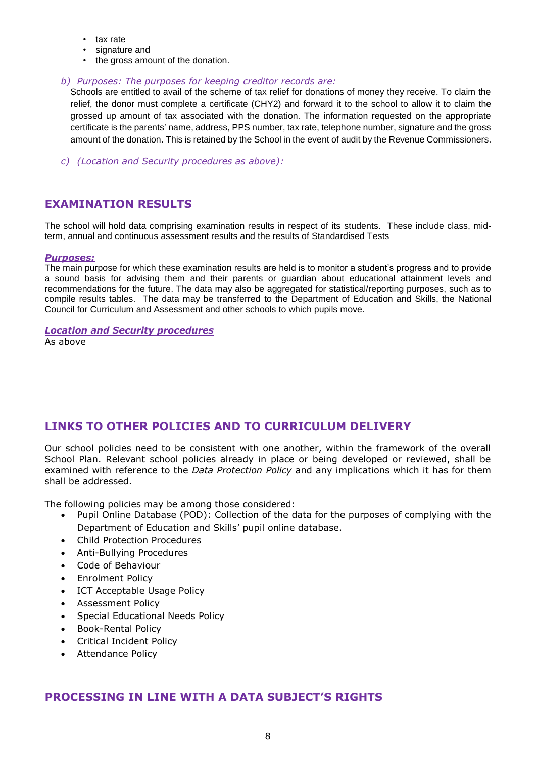- tax rate
- signature and
- the gross amount of the donation.

*b) Purposes: The purposes for keeping creditor records are:*

Schools are entitled to avail of the scheme of tax relief for donations of money they receive. To claim the relief, the donor must complete a certificate (CHY2) and forward it to the school to allow it to claim the grossed up amount of tax associated with the donation. The information requested on the appropriate certificate is the parents' name, address, PPS number, tax rate, telephone number, signature and the gross amount of the donation. This is retained by the School in the event of audit by the Revenue Commissioners.

*c) (Location and Security procedures as above):*

## EXAMINATION RESULTS

The school will hold data comprising examination results in respect of its students. These include class, mid-term, annual and continuous assessment results and the results of Standardised Tests

***Purposes:***

The main purpose for which these examination results are held is to monitor a student's progress and to provide a sound basis for advising them and their parents or guardian about educational attainment levels and recommendations for the future. The data may also be aggregated for statistical/reporting purposes, such as to compile results tables. The data may be transferred to the Department of Education and Skills, the National Council for Curriculum and Assessment and other schools to which pupils move.

***Location and Security procedures***

As above

## LINKS TO OTHER POLICIES AND TO CURRICULUM DELIVERY

Our school policies need to be consistent with one another, within the framework of the overall School Plan. Relevant school policies already in place or being developed or reviewed, shall be examined with reference to the *Data Protection Policy* and any implications which it has for them shall be addressed.

The following policies may be among those considered:

- Pupil Online Database (POD): Collection of the data for the purposes of complying with the Department of Education and Skills' pupil online database.
- Child Protection Procedures
- Anti-Bullying Procedures
- Code of Behaviour
- Enrolment Policy
- ICT Acceptable Usage Policy
- Assessment Policy
- Special Educational Needs Policy
- Book-Rental Policy
- Critical Incident Policy
- Attendance Policy

## PROCESSING IN LINE WITH A DATA SUBJECT'S RIGHTS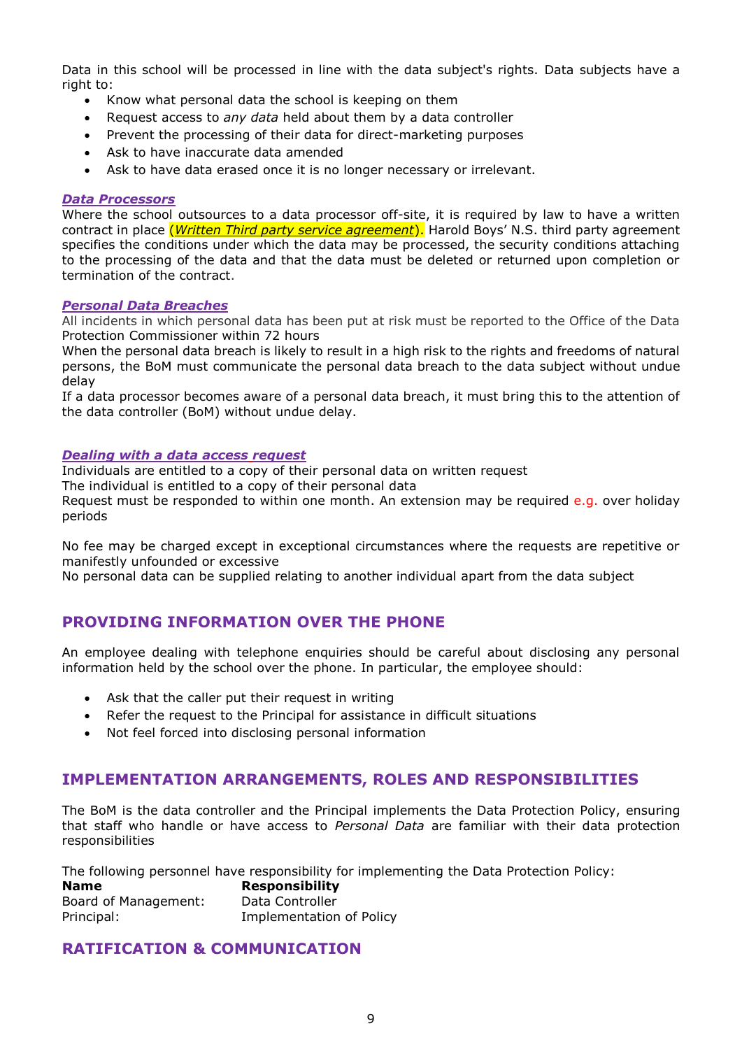Data in this school will be processed in line with the data subject's rights. Data subjects have a right to:

- Know what personal data the school is keeping on them
- Request access to *any data* held about them by a data controller
- Prevent the processing of their data for direct-marketing purposes
- Ask to have inaccurate data amended
- Ask to have data erased once it is no longer necessary or irrelevant.

***Data Processors***

Where the school outsources to a data processor off-site, it is required by law to have a written contract in place (*Written Third party service agreement*). Harold Boys' N.S. third party agreement specifies the conditions under which the data may be processed, the security conditions attaching to the processing of the data and that the data must be deleted or returned upon completion or termination of the contract.

***Personal Data Breaches***

All incidents in which personal data has been put at risk must be reported to the Office of the Data Protection Commissioner within 72 hours

When the personal data breach is likely to result in a high risk to the rights and freedoms of natural persons, the BoM must communicate the personal data breach to the data subject without undue delay

If a data processor becomes aware of a personal data breach, it must bring this to the attention of the data controller (BoM) without undue delay.

***Dealing with a data access request***

Individuals are entitled to a copy of their personal data on written request

The individual is entitled to a copy of their personal data

Request must be responded to within one month. An extension may be required e.g. over holiday periods

No fee may be charged except in exceptional circumstances where the requests are repetitive or manifestly unfounded or excessive

No personal data can be supplied relating to another individual apart from the data subject

## PROVIDING INFORMATION OVER THE PHONE

An employee dealing with telephone enquiries should be careful about disclosing any personal information held by the school over the phone. In particular, the employee should:

- Ask that the caller put their request in writing
- Refer the request to the Principal for assistance in difficult situations
- Not feel forced into disclosing personal information

## IMPLEMENTATION ARRANGEMENTS, ROLES AND RESPONSIBILITIES

The BoM is the data controller and the Principal implements the Data Protection Policy, ensuring that staff who handle or have access to *Personal Data* are familiar with their data protection responsibilities

The following personnel have responsibility for implementing the Data Protection Policy:

| **Name** | **Responsibility** |
| --- | --- |
| Board of Management: | Data Controller |
| Principal: | Implementation of Policy |

## RATIFICATION & COMMUNICATION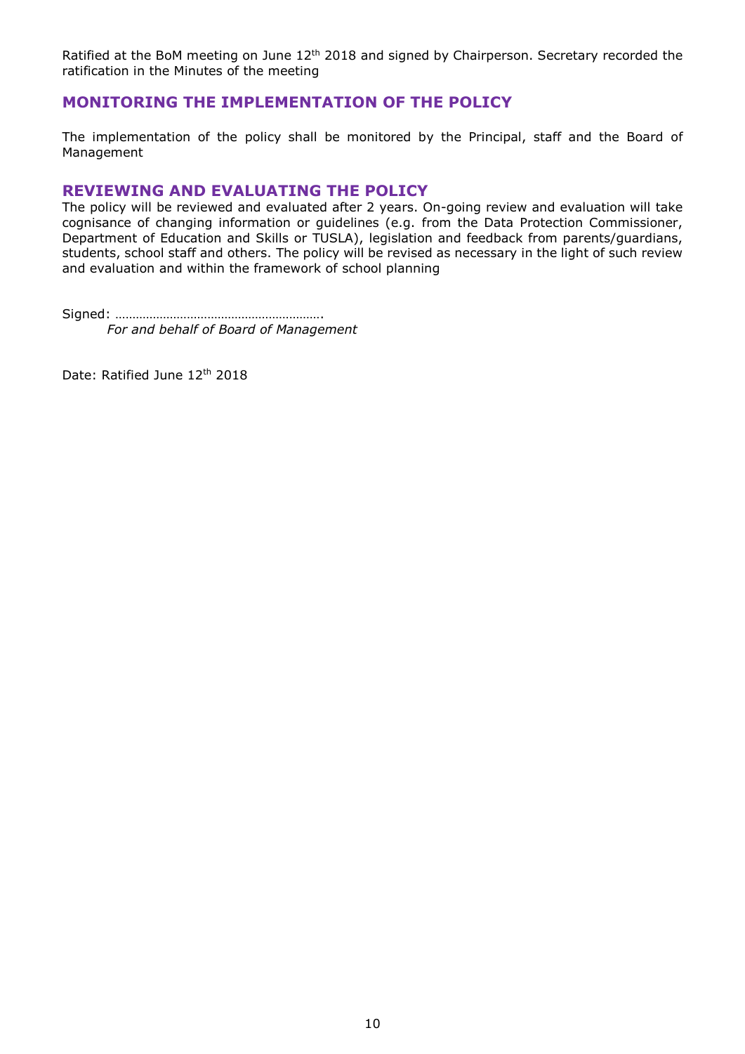Ratified at the BoM meeting on June 12th 2018 and signed by Chairperson. Secretary recorded the ratification in the Minutes of the meeting

## MONITORING THE IMPLEMENTATION OF THE POLICY

The implementation of the policy shall be monitored by the Principal, staff and the Board of Management

## REVIEWING AND EVALUATING THE POLICY

The policy will be reviewed and evaluated after 2 years. On-going review and evaluation will take cognisance of changing information or guidelines (e.g. from the Data Protection Commissioner, Department of Education and Skills or TUSLA), legislation and feedback from parents/guardians, students, school staff and others. The policy will be revised as necessary in the light of such review and evaluation and within the framework of school planning

Signed: …………………………………………………….

*For and behalf of Board of Management*

Date: Ratified June 12th 2018